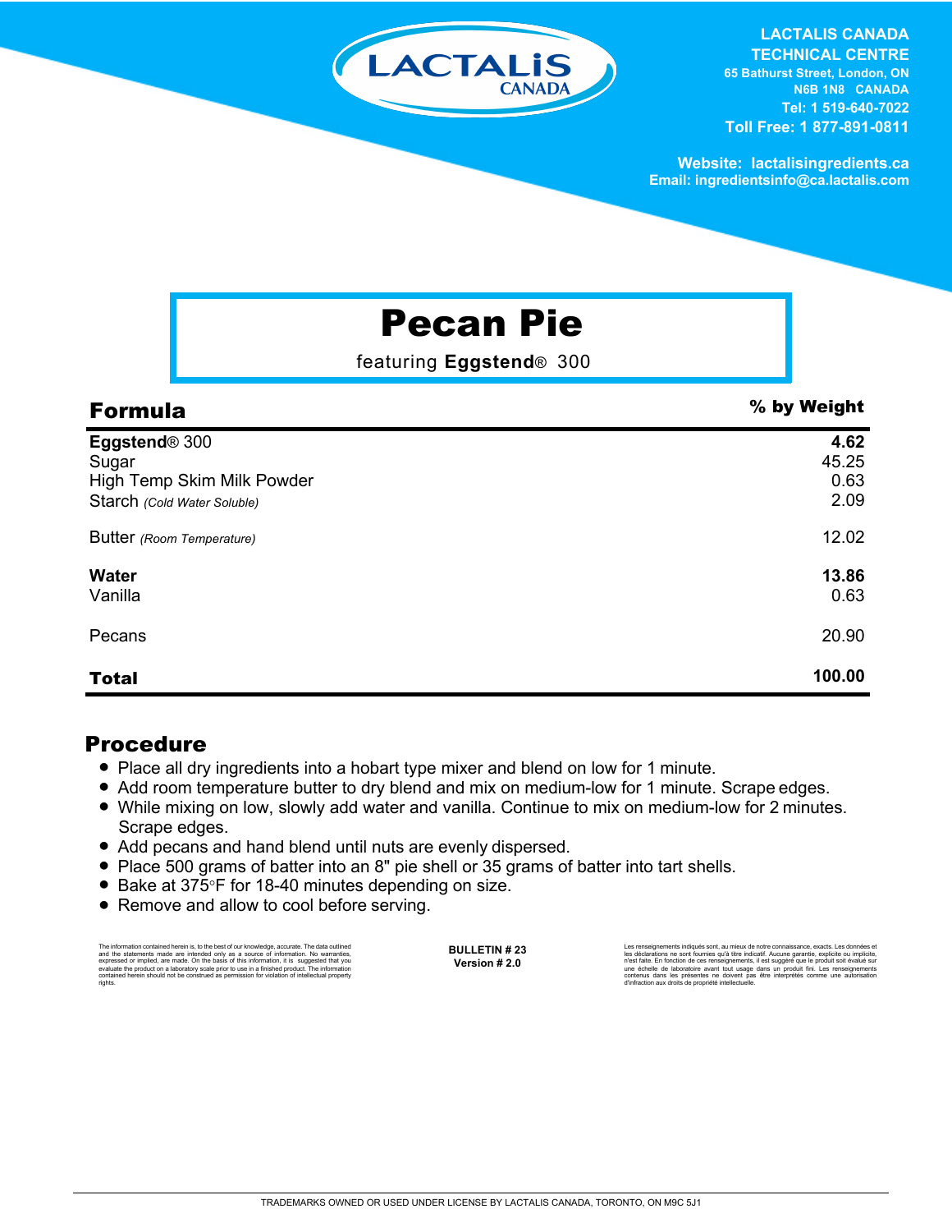**LACTALIS CANADA**
**TECHNICAL CENTRE**
65 Bathurst Street, London, ON
N6B 1N8 CANADA
Tel: 1 519-640-7022
Toll Free: 1 877-891-0811

Website: lactalisingredients.ca
Email: ingredientsinfo@ca.lactalis.com

# Pecan Pie

featuring **Eggstend**® 300

| **Formula** | **% by Weight** |
|---|---|
| **Eggstend**® 300 | **4.62** |
| Sugar | 45.25 |
| High Temp Skim Milk Powder | 0.63 |
| Starch *(Cold Water Soluble)* | 2.09 |
| Butter *(Room Temperature)* | 12.02 |
| **Water** | **13.86** |
| Vanilla | 0.63 |
| Pecans | 20.90 |
| **Total** | **100.00** |

## Procedure

- Place all dry ingredients into a hobart type mixer and blend on low for 1 minute.
- Add room temperature butter to dry blend and mix on medium-low for 1 minute. Scrape edges.
- While mixing on low, slowly add water and vanilla. Continue to mix on medium-low for 2 minutes. Scrape edges.
- Add pecans and hand blend until nuts are evenly dispersed.
- Place 500 grams of batter into an 8" pie shell or 35 grams of batter into tart shells.
- Bake at 375°F for 18-40 minutes depending on size.
- Remove and allow to cool before serving.

The information contained herein is, to the best of our knowledge, accurate. The data outlined and the statements made are intended only as a source of information. No warranties, expressed or implied, are made. On the basis of this information, it is suggested that you evaluate the product on a laboratory scale prior to use in a finished product. The information contained herein should not be construed as permission for violation of intellectual property rights.

**BULLETIN # 23**
**Version # 2.0**

Les renseignements indiqués sont, au mieux de notre connaissance, exacts. Les données et les déclarations ne sont fournies qu'à titre indicatif. Aucune garantie, explicite ou implicite, n'est faite. En fonction de ces renseignements, il est suggéré que le produit soit évalué sur une échelle de laboratoire avant tout usage dans un produit fini. Les renseignements contenus dans les présentes ne doivent pas être interprétés comme une autorisation d'infraction aux droits de propriété intellectuelle.

TRADEMARKS OWNED OR USED UNDER LICENSE BY LACTALIS CANADA, TORONTO, ON M9C 5J1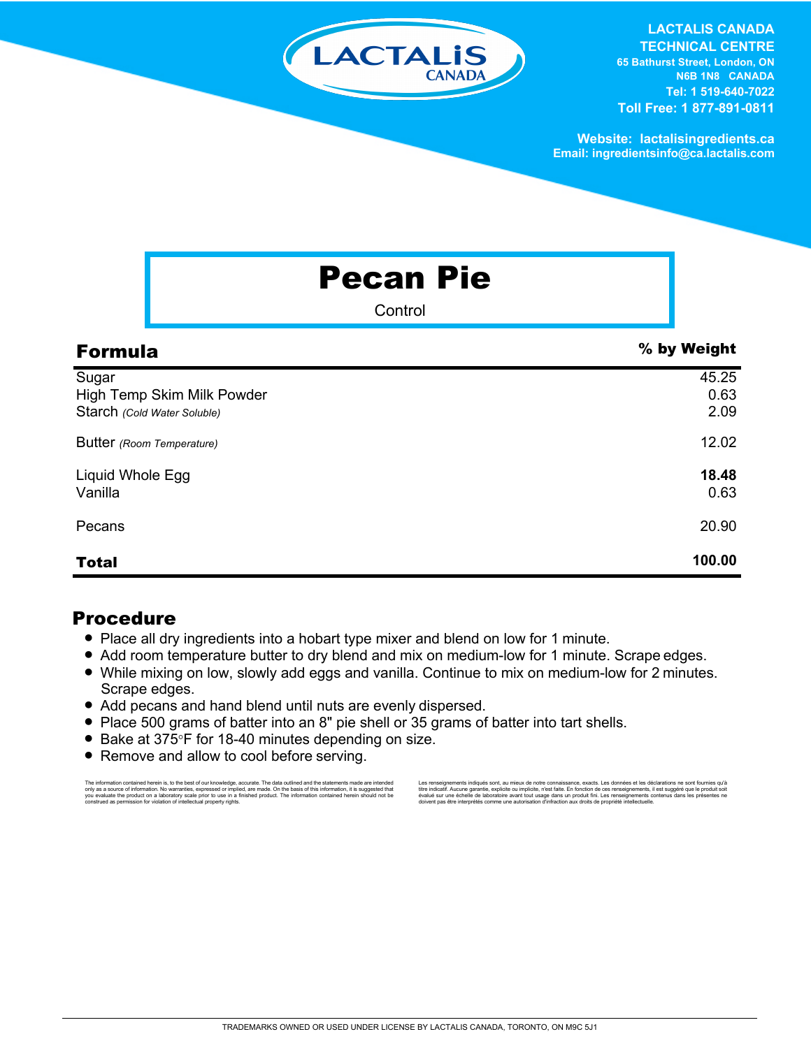LACTALIS CANADA
TECHNICAL CENTRE
65 Bathurst Street, London, ON
N6B 1N8 CANADA
Tel: 1 519-640-7022
Toll Free: 1 877-891-0811

Website: lactalisingredients.ca
Email: ingredientsinfo@ca.lactalis.com

# Pecan Pie

Control

## Formula

| Formula | % by Weight |
|---|---|
| Sugar | 45.25 |
| High Temp Skim Milk Powder | 0.63 |
| Starch *(Cold Water Soluble)* | 2.09 |
| Butter *(Room Temperature)* | 12.02 |
| Liquid Whole Egg | **18.48** |
| Vanilla | 0.63 |
| Pecans | 20.90 |
| **Total** | **100.00** |

## Procedure

- Place all dry ingredients into a hobart type mixer and blend on low for 1 minute.
- Add room temperature butter to dry blend and mix on medium-low for 1 minute. Scrape edges.
- While mixing on low, slowly add eggs and vanilla. Continue to mix on medium-low for 2 minutes. Scrape edges.
- Add pecans and hand blend until nuts are evenly dispersed.
- Place 500 grams of batter into an 8" pie shell or 35 grams of batter into tart shells.
- Bake at 375°F for 18-40 minutes depending on size.
- Remove and allow to cool before serving.

The information contained herein is, to the best of our knowledge, accurate. The data outlined and the statements made are intended only as a source of information. No warranties, expressed or implied, are made. On the basis of this information, it is suggested that you evaluate the product on a laboratory scale prior to use in a finished product. The information contained herein should not be construed as permission for violation of intellectual property rights.

Les renseignements indiqués sont, au mieux de notre connaissance, exacts. Les données et les déclarations ne sont fournies qu'à titre indicatif. Aucune garantie, explicite ou implicite, n'est faite. En fonction de ces renseignements, il est suggéré que le produit soit évalué sur une échelle de laboratoire avant tout usage dans un produit fini. Les renseignements contenus dans les présentes ne doivent pas être interprétés comme une autorisation d'infraction aux droits de propriété intellectuelle.

TRADEMARKS OWNED OR USED UNDER LICENSE BY LACTALIS CANADA, TORONTO, ON M9C 5J1